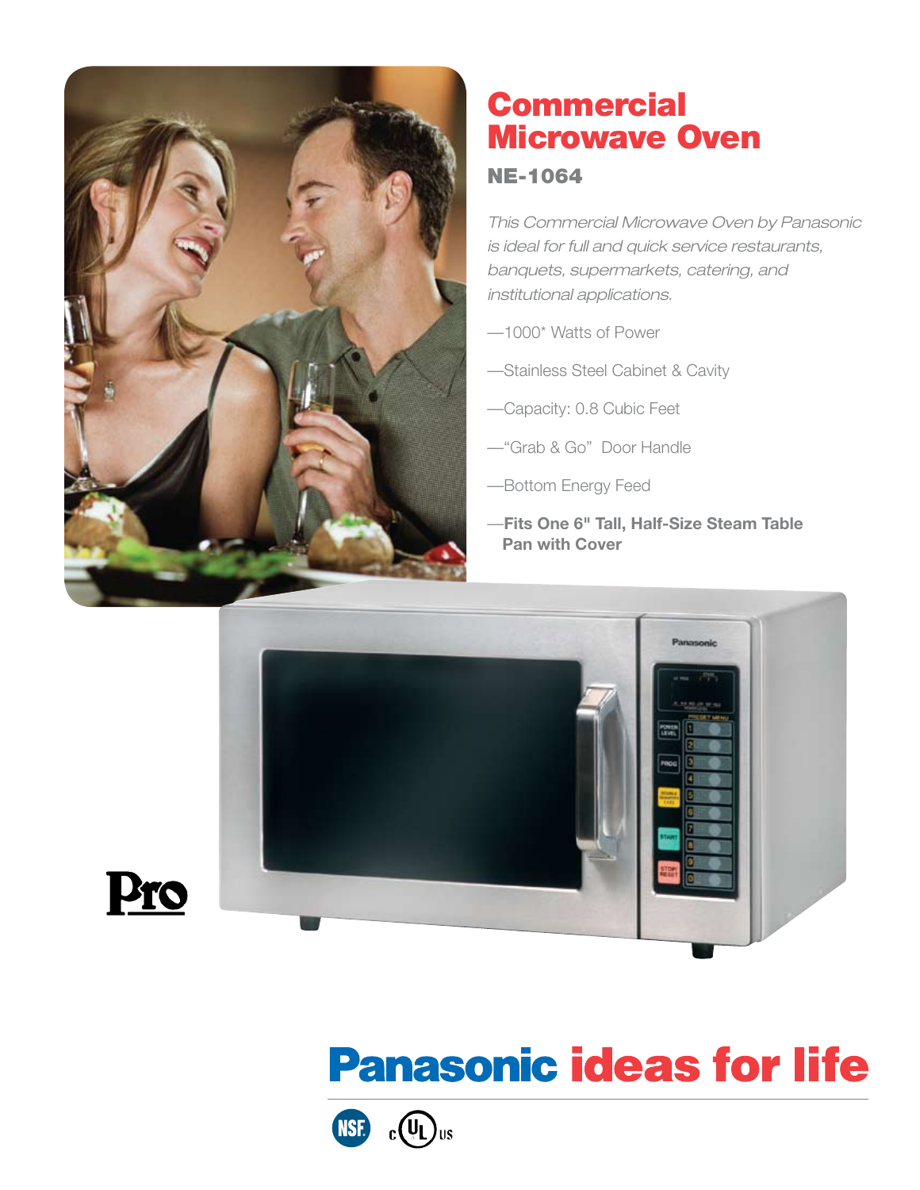# Commercial Microwave Oven

## NE-1064

*This Commercial Microwave Oven by Panasonic is ideal for full and quick service restaurants, banquets, supermarkets, catering, and institutional applications.*

—1000* Watts of Power

—Stainless Steel Cabinet & Cavity

—Capacity: 0.8 Cubic Feet

—"Grab & Go" Door Handle

—Bottom Energy Feed

—**Fits One 6" Tall, Half-Size Steam Table Pan with Cover**

Pro

**Panasonic ideas for life**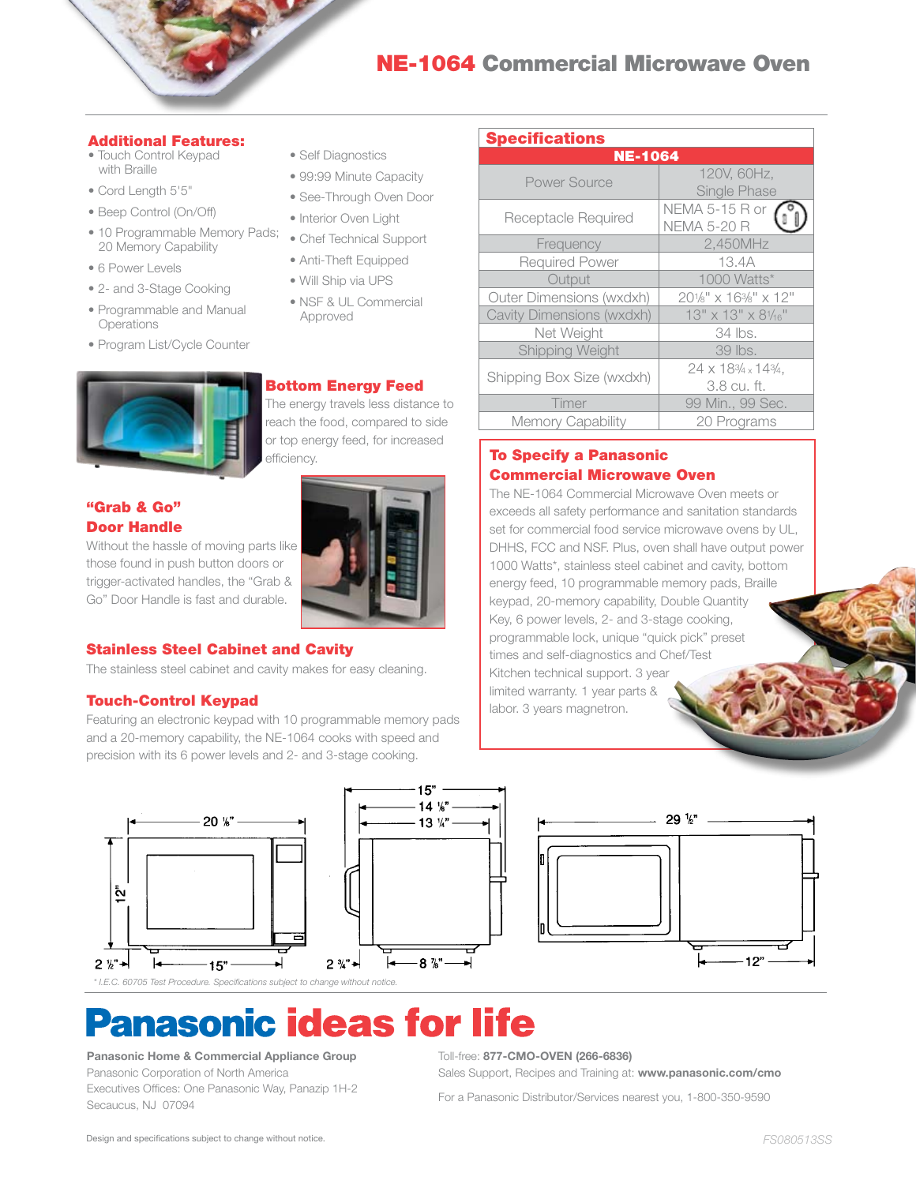# NE-1064 Commercial Microwave Oven

## Additional Features:

- Touch Control Keypad with Braille
- Cord Length 5'5"
- Beep Control (On/Off)
- 10 Programmable Memory Pads; 20 Memory Capability
- 6 Power Levels
- 2- and 3-Stage Cooking
- Programmable and Manual Operations
- Program List/Cycle Counter
- Self Diagnostics
- 99:99 Minute Capacity
- See-Through Oven Door
- Interior Oven Light
- Chef Technical Support
- Anti-Theft Equipped
- Will Ship via UPS
- NSF & UL Commercial Approved

## Specifications

| NE-1064 | |
|---|---|
| Power Source | 120V, 60Hz, Single Phase |
| Receptacle Required | NEMA 5-15 R or NEMA 5-20 R |
| Frequency | 2,450MHz |
| Required Power | 13.4A |
| Output | 1000 Watts* |
| Outer Dimensions (wxdxh) | 20⅛" x 16⅜" x 12" |
| Cavity Dimensions (wxdxh) | 13" x 13" x 8¹⁄₁₆" |
| Net Weight | 34 lbs. |
| Shipping Weight | 39 lbs. |
| Shipping Box Size (wxdxh) | 24 x 18¾ x 14¾, 3.8 cu. ft. |
| Timer | 99 Min., 99 Sec. |
| Memory Capability | 20 Programs |

### Bottom Energy Feed

The energy travels less distance to reach the food, compared to side or top energy feed, for increased efficiency.

### "Grab & Go" Door Handle

Without the hassle of moving parts like those found in push button doors or trigger-activated handles, the "Grab & Go" Door Handle is fast and durable.

### Stainless Steel Cabinet and Cavity

The stainless steel cabinet and cavity makes for easy cleaning.

### Touch-Control Keypad

Featuring an electronic keypad with 10 programmable memory pads and a 20-memory capability, the NE-1064 cooks with speed and precision with its 6 power levels and 2- and 3-stage cooking.

### To Specify a Panasonic Commercial Microwave Oven

The NE-1064 Commercial Microwave Oven meets or exceeds all safety performance and sanitation standards set for commercial food service microwave ovens by UL, DHHS, FCC and NSF. Plus, oven shall have output power 1000 Watts*, stainless steel cabinet and cavity, bottom energy feed, 10 programmable memory pads, Braille keypad, 20-memory capability, Double Quantity Key, 6 power levels, 2- and 3-stage cooking, programmable lock, unique "quick pick" preset times and self-diagnostics and Chef/Test Kitchen technical support. 3 year limited warranty. 1 year parts & labor. 3 years magnetron.

20 ⅛"
12"
2 ½"
15"
15"
14 ⅛"
13 ¼"
2 ¾"
8 ⅞"
29 ½"
12"

*I.E.C. 60705 Test Procedure. Specifications subject to change without notice.

# Panasonic ideas for life

**Panasonic Home & Commercial Appliance Group**
Panasonic Corporation of North America
Executives Offices: One Panasonic Way, Panazip 1H-2
Secaucus, NJ 07094

Toll-free: **877-CMO-OVEN (266-6836)**
Sales Support, Recipes and Training at: **www.panasonic.com/cmo**

For a Panasonic Distributor/Services nearest you, 1-800-350-9590

Design and specifications subject to change without notice.

FS080513SS